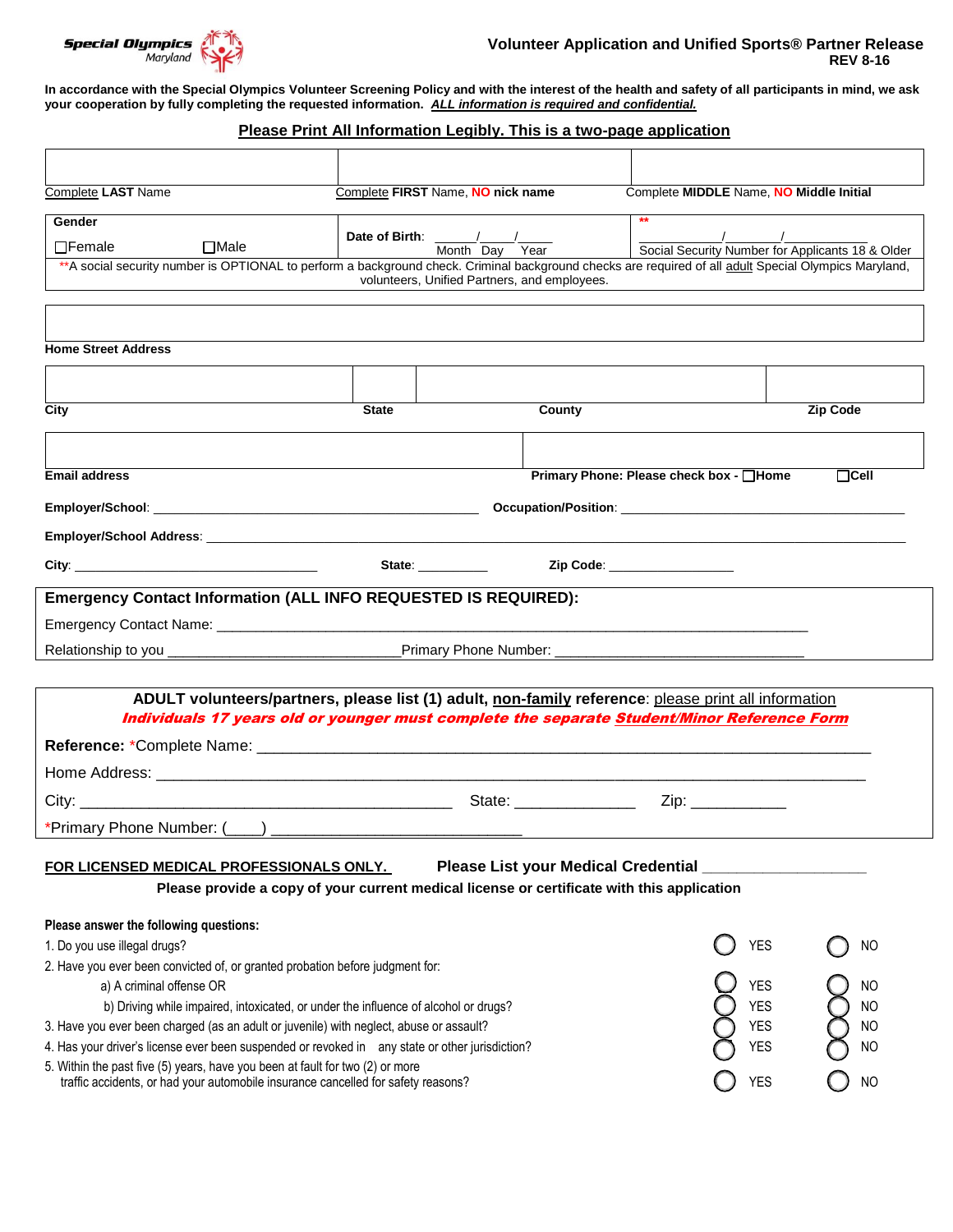Special Olympics Maryland

# Volunteer Application and Unified Sports® Partner Release

**REV 8-16**

**In accordance with the Special Olympics Volunteer Screening Policy and with the interest of the health and safety of all participants in mind, we ask your cooperation by fully completing the requested information.** ***ALL information is required and confidential.***

**Please Print All Information Legibly. This is a two-page application**

| | | |
|---|---|---|
| Complete **LAST** Name | Complete **FIRST** Name, **NO nick name** | Complete **MIDDLE** Name, **NO Middle Initial** |
| **Gender** ☐Female ☐Male | **Date of Birth**: ____/____/____ Month Day Year | ** ____/____/____ Social Security Number for Applicants 18 & Older |

**A social security number is OPTIONAL to perform a background check. Criminal background checks are required of all adult Special Olympics Maryland, volunteers, Unified Partners, and employees.

**Home Street Address**

| City | State | County | Zip Code |
|---|---|---|---|
| | | | |

| Email address | Primary Phone: Please check box - ☐Home ☐Cell |
|---|---|
| | |

**Employer/School**: ______________________ **Occupation/Position**: ______________________

**Employer/School Address**: ______________________

**City**: ______________ **State**: __________ **Zip Code**: ______________

**Emergency Contact Information (ALL INFO REQUESTED IS REQUIRED):**

Emergency Contact Name: ______________________

Relationship to you ______________ Primary Phone Number: ______________

**ADULT volunteers/partners, please list (1) adult, non-family reference**: please print all information

***Individuals 17 years old or younger must complete the separate Student/Minor Reference Form***

**Reference:** *Complete Name: ______________________

Home Address: ______________________

City: ______________ State: __________ Zip: __________

*Primary Phone Number: (____) ______________

**FOR LICENSED MEDICAL PROFESSIONALS ONLY.** **Please List your Medical Credential** __________

**Please provide a copy of your current medical license or certificate with this application**

**Please answer the following questions:**

| Question | | |
|---|---|---|
| 1. Do you use illegal drugs? | ◯ YES | ◯ NO |
| 2. Have you ever been convicted of, or granted probation before judgment for: | | |
| a) A criminal offense OR | ◯ YES | ◯ NO |
| b) Driving while impaired, intoxicated, or under the influence of alcohol or drugs? | ◯ YES | ◯ NO |
| 3. Have you ever been charged (as an adult or juvenile) with neglect, abuse or assault? | ◯ YES | ◯ NO |
| 4. Has your driver's license ever been suspended or revoked in any state or other jurisdiction? | ◯ YES | ◯ NO |
| 5. Within the past five (5) years, have you been at fault for two (2) or more traffic accidents, or had your automobile insurance cancelled for safety reasons? | ◯ YES | ◯ NO |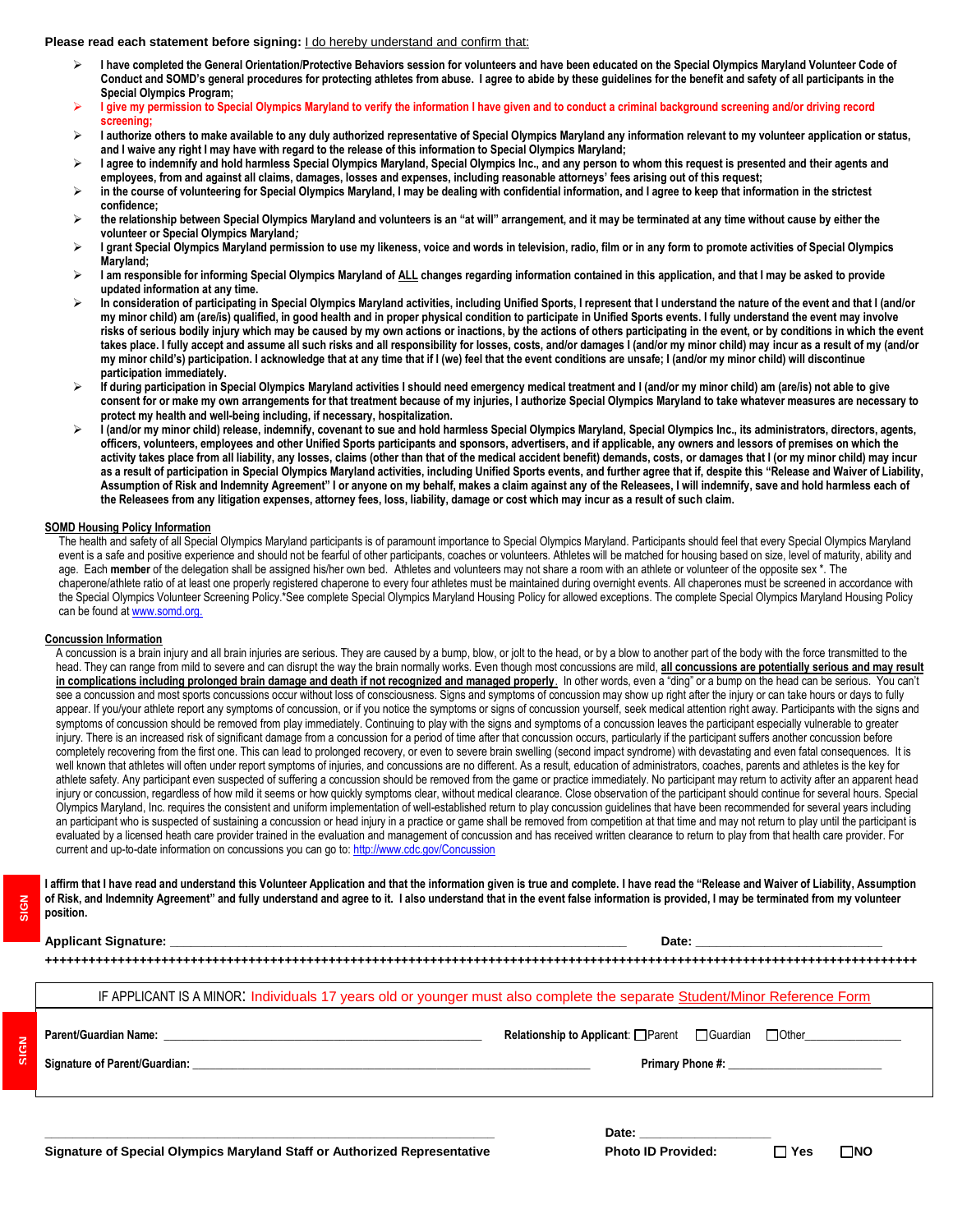**Please read each statement before signing:** I do hereby understand and confirm that:

- **I have completed the General Orientation/Protective Behaviors session for volunteers and have been educated on the Special Olympics Maryland Volunteer Code of Conduct and SOMD's general procedures for protecting athletes from abuse. I agree to abide by these guidelines for the benefit and safety of all participants in the Special Olympics Program;**
- **I give my permission to Special Olympics Maryland to verify the information I have given and to conduct a criminal background screening and/or driving record screening;**
- **I authorize others to make available to any duly authorized representative of Special Olympics Maryland any information relevant to my volunteer application or status, and I waive any right I may have with regard to the release of this information to Special Olympics Maryland;**
- **I agree to indemnify and hold harmless Special Olympics Maryland, Special Olympics Inc., and any person to whom this request is presented and their agents and employees, from and against all claims, damages, losses and expenses, including reasonable attorneys' fees arising out of this request;**
- **in the course of volunteering for Special Olympics Maryland, I may be dealing with confidential information, and I agree to keep that information in the strictest confidence;**
- **the relationship between Special Olympics Maryland and volunteers is an "at will" arrangement, and it may be terminated at any time without cause by either the volunteer or Special Olympics Maryland;**
- **I grant Special Olympics Maryland permission to use my likeness, voice and words in television, radio, film or in any form to promote activities of Special Olympics Maryland;**
- **I am responsible for informing Special Olympics Maryland of ALL changes regarding information contained in this application, and that I may be asked to provide updated information at any time.**
- **In consideration of participating in Special Olympics Maryland activities, including Unified Sports, I represent that I understand the nature of the event and that I (and/or my minor child) am (are/is) qualified, in good health and in proper physical condition to participate in Unified Sports events. I fully understand the event may involve risks of serious bodily injury which may be caused by my own actions or inactions, by the actions of others participating in the event, or by conditions in which the event takes place. I fully accept and assume all such risks and all responsibility for losses, costs, and/or damages I (and/or my minor child) may incur as a result of my (and/or my minor child's) participation. I acknowledge that at any time that if I (we) feel that the event conditions are unsafe; I (and/or my minor child) will discontinue participation immediately.**
- **If during participation in Special Olympics Maryland activities I should need emergency medical treatment and I (and/or my minor child) am (are/is) not able to give consent for or make my own arrangements for that treatment because of my injuries, I authorize Special Olympics Maryland to take whatever measures are necessary to protect my health and well-being including, if necessary, hospitalization.**
- **I (and/or my minor child) release, indemnify, covenant to sue and hold harmless Special Olympics Maryland, Special Olympics Inc., its administrators, directors, agents, officers, volunteers, employees and other Unified Sports participants and sponsors, advertisers, and if applicable, any owners and lessors of premises on which the activity takes place from all liability, any losses, claims (other than that of the medical accident benefit) demands, costs, or damages that I (or my minor child) may incur as a result of participation in Special Olympics Maryland activities, including Unified Sports events, and further agree that if, despite this "Release and Waiver of Liability, Assumption of Risk and Indemnity Agreement" I or anyone on my behalf, makes a claim against any of the Releasees, I will indemnify, save and hold harmless each of the Releasees from any litigation expenses, attorney fees, loss, liability, damage or cost which may incur as a result of such claim.**

**SOMD Housing Policy Information**

The health and safety of all Special Olympics Maryland participants is of paramount importance to Special Olympics Maryland. Participants should feel that every Special Olympics Maryland event is a safe and positive experience and should not be fearful of other participants, coaches or volunteers. Athletes will be matched for housing based on size, level of maturity, ability and age. Each **member** of the delegation shall be assigned his/her own bed. Athletes and volunteers may not share a room with an athlete or volunteer of the opposite sex *. The chaperone/athlete ratio of at least one properly registered chaperone to every four athletes must be maintained during overnight events. All chaperones must be screened in accordance with the Special Olympics Volunteer Screening Policy.*See complete Special Olympics Maryland Housing Policy for allowed exceptions. The complete Special Olympics Maryland Housing Policy can be found at www.somd.org.

**Concussion Information**

A concussion is a brain injury and all brain injuries are serious. They are caused by a bump, blow, or jolt to the head, or by a blow to another part of the body with the force transmitted to the head. They can range from mild to severe and can disrupt the way the brain normally works. Even though most concussions are mild, **all concussions are potentially serious and may result in complications including prolonged brain damage and death if not recognized and managed properly**. In other words, even a "ding" or a bump on the head can be serious. You can't see a concussion and most sports concussions occur without loss of consciousness. Signs and symptoms of concussion may show up right after the injury or can take hours or days to fully appear. If you/your athlete report any symptoms of concussion, or if you notice the symptoms or signs of concussion yourself, seek medical attention right away. Participants with the signs and symptoms of concussion should be removed from play immediately. Continuing to play with the signs and symptoms of a concussion leaves the participant especially vulnerable to greater injury. There is an increased risk of significant damage from a concussion for a period of time after that concussion occurs, particularly if the participant suffers another concussion before completely recovering from the first one. This can lead to prolonged recovery, or even to severe brain swelling (second impact syndrome) with devastating and even fatal consequences. It is well known that athletes will often under report symptoms of injuries, and concussions are no different. As a result, education of administrators, coaches, parents and athletes is the key for athlete safety. Any participant even suspected of suffering a concussion should be removed from the game or practice immediately. No participant may return to activity after an apparent head injury or concussion, regardless of how mild it seems or how quickly symptoms clear, without medical clearance. Close observation of the participant should continue for several hours. Special Olympics Maryland, Inc. requires the consistent and uniform implementation of well-established return to play concussion guidelines that have been recommended for several years including an participant who is suspected of sustaining a concussion or head injury in a practice or game shall be removed from competition at that time and may not return to play until the participant is evaluated by a licensed heath care provider trained in the evaluation and management of concussion and has received written clearance to return to play from that health care provider. For current and up-to-date information on concussions you can go to: http://www.cdc.gov/Concussion

SIGN

**I affirm that I have read and understand this Volunteer Application and that the information given is true and complete. I have read the "Release and Waiver of Liability, Assumption of Risk, and Indemnity Agreement" and fully understand and agree to it. I also understand that in the event false information is provided, I may be terminated from my volunteer position.**

**Applicant Signature:** ______________________________________________ **Date:** ______________________

++++++++++++++++++++++++++++++++++++++++++++++++++++++++++++++++++++++++++++++++++++++++++++++

IF APPLICANT IS A MINOR: Individuals 17 years old or younger must also complete the separate Student/Minor Reference Form

SIGN

**Parent/Guardian Name:** ______________________________ **Relationship to Applicant**: ☐Parent ☐Guardian ☐Other______________

**Signature of Parent/Guardian:** ______________________________________________ **Primary Phone #:** ______________________

______________________________________________ **Date:** ________________

**Signature of Special Olympics Maryland Staff or Authorized Representative** **Photo ID Provided:** ☐ **Yes** ☐**NO**